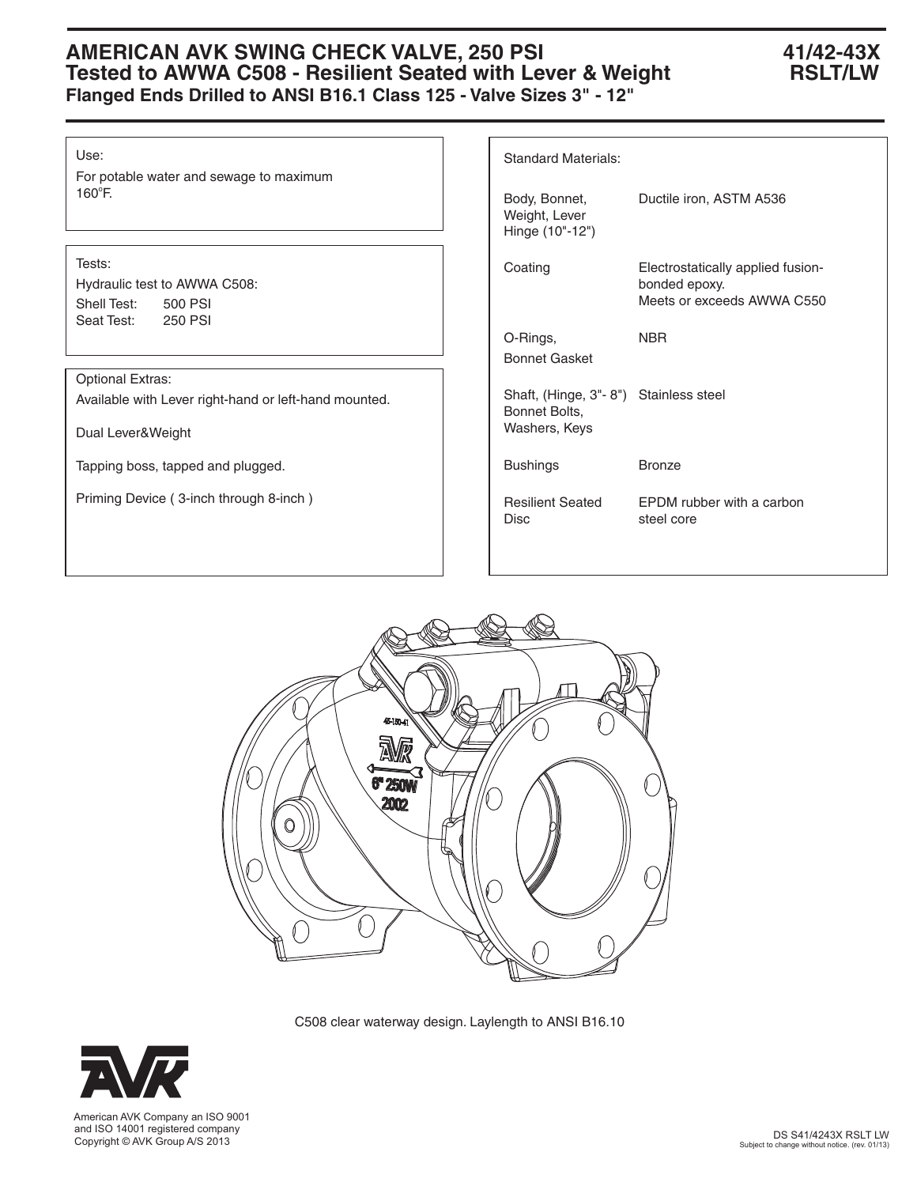# AMERICAN AVK SWING CHECK VALVE, 250 PSI
## Tested to AWWA C508 - Resilient Seated with Lever & Weight
### Flanged Ends Drilled to ANSI B16.1 Class 125 - Valve Sizes 3" - 12"

**41/42-43X RSLT/LW**

Use:

For potable water and sewage to maximum 160°F.

Tests:

Hydraulic test to AWWA C508:

| | |
|---|---|
| Shell Test: | 500 PSI |
| Seat Test: | 250 PSI |

Optional Extras:

Available with Lever right-hand or left-hand mounted.

Dual Lever&Weight

Tapping boss, tapped and plugged.

Priming Device ( 3-inch through 8-inch )

Standard Materials:

| | |
|---|---|
| Body, Bonnet, Weight, Lever Hinge (10"-12") | Ductile iron, ASTM A536 |
| Coating | Electrostatically applied fusion-bonded epoxy. Meets or exceeds AWWA C550 |
| O-Rings, Bonnet Gasket | NBR |
| Shaft, (Hinge, 3"- 8") Bonnet Bolts, Washers, Keys | Stainless steel |
| Bushings | Bronze |
| Resilient Seated Disc | EPDM rubber with a carbon steel core |

C508 clear waterway design. Laylength to ANSI B16.10

American AVK Company an ISO 9001 and ISO 14001 registered company
Copyright © AVK Group A/S 2013

DS S41/4243X RSLT LW
Subject to change without notice. (rev. 01/13)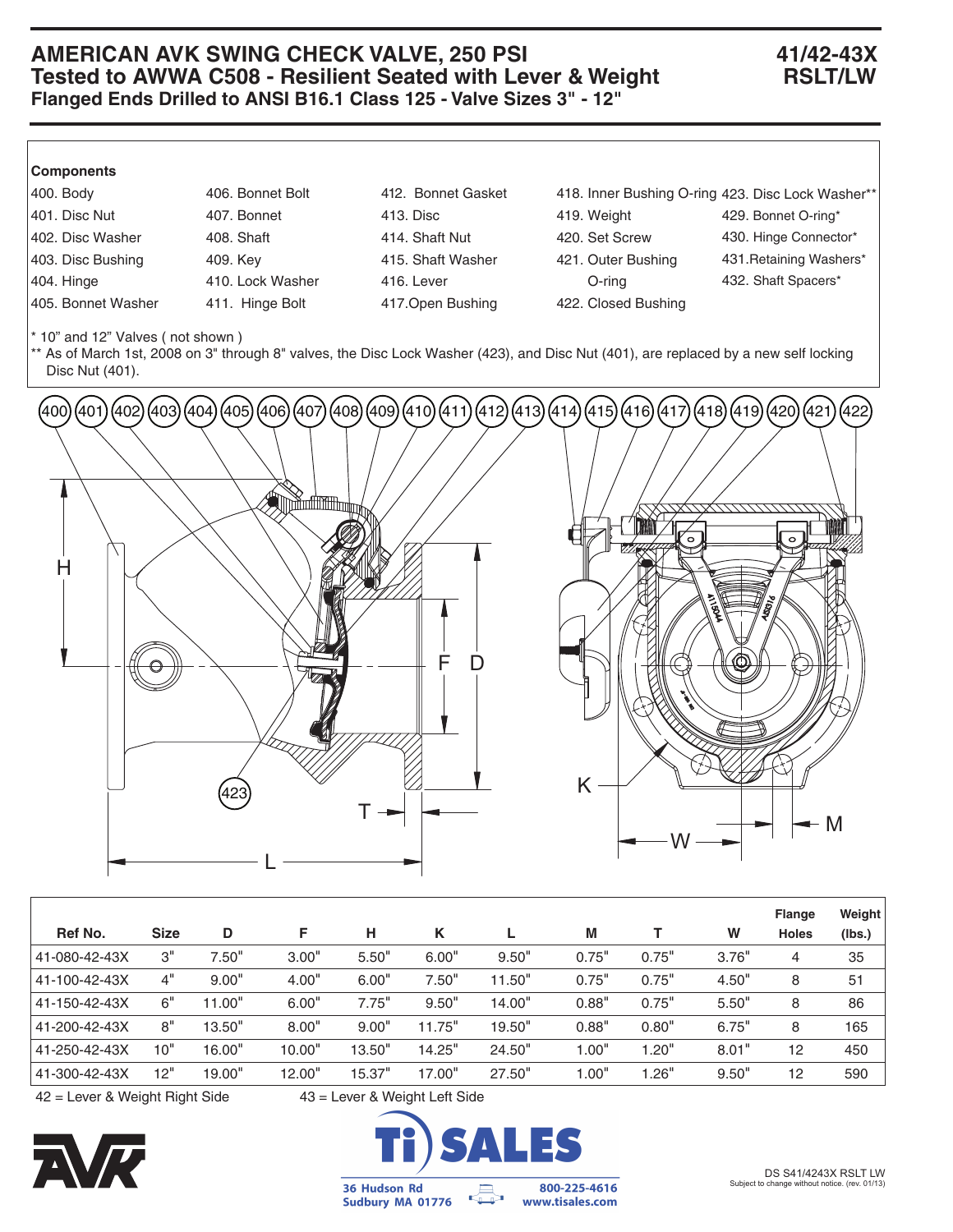# AMERICAN AVK SWING CHECK VALVE, 250 PSI
## Tested to AWWA C508 - Resilient Seated with Lever & Weight
### Flanged Ends Drilled to ANSI B16.1 Class 125 - Valve Sizes 3" - 12"

**41/42-43X RSLT/LW**

**Components**

- 400. Body
- 401. Disc Nut
- 402. Disc Washer
- 403. Disc Bushing
- 404. Hinge
- 405. Bonnet Washer
- 406. Bonnet Bolt
- 407. Bonnet
- 408. Shaft
- 409. Key
- 410. Lock Washer
- 411. Hinge Bolt
- 412. Bonnet Gasket
- 413. Disc
- 414. Shaft Nut
- 415. Shaft Washer
- 416. Lever
- 417. Open Bushing
- 418. Inner Bushing O-ring
- 419. Weight
- 420. Set Screw
- 421. Outer Bushing O-ring
- 422. Closed Bushing
- 423. Disc Lock Washer**
- 429. Bonnet O-ring*
- 430. Hinge Connector*
- 431. Retaining Washers*
- 432. Shaft Spacers*

\* 10" and 12" Valves ( not shown )

** As of March 1st, 2008 on 3" through 8" valves, the Disc Lock Washer (423), and Disc Nut (401), are replaced by a new self locking Disc Nut (401).

| Ref No. | Size | D | F | H | K | L | M | T | W | Flange Holes | Weight (lbs.) |
|---|---|---|---|---|---|---|---|---|---|---|---|
| 41-080-42-43X | 3" | 7.50" | 3.00" | 5.50" | 6.00" | 9.50" | 0.75" | 0.75" | 3.76" | 4 | 35 |
| 41-100-42-43X | 4" | 9.00" | 4.00" | 6.00" | 7.50" | 11.50" | 0.75" | 0.75" | 4.50" | 8 | 51 |
| 41-150-42-43X | 6" | 11.00" | 6.00" | 7.75" | 9.50" | 14.00" | 0.88" | 0.75" | 5.50" | 8 | 86 |
| 41-200-42-43X | 8" | 13.50" | 8.00" | 9.00" | 11.75" | 19.50" | 0.88" | 0.80" | 6.75" | 8 | 165 |
| 41-250-42-43X | 10" | 16.00" | 10.00" | 13.50" | 14.25" | 24.50" | 1.00" | 1.20" | 8.01" | 12 | 450 |
| 41-300-42-43X | 12" | 19.00" | 12.00" | 15.37" | 17.00" | 27.50" | 1.00" | 1.26" | 9.50" | 12 | 590 |

42 = Lever & Weight Right Side    43 = Lever & Weight Left Side

Ti SALES
36 Hudson Rd
Sudbury MA 01776
800-225-4616
www.tisales.com

DS S41/4243X RSLT LW
Subject to change without notice. (rev. 01/13)